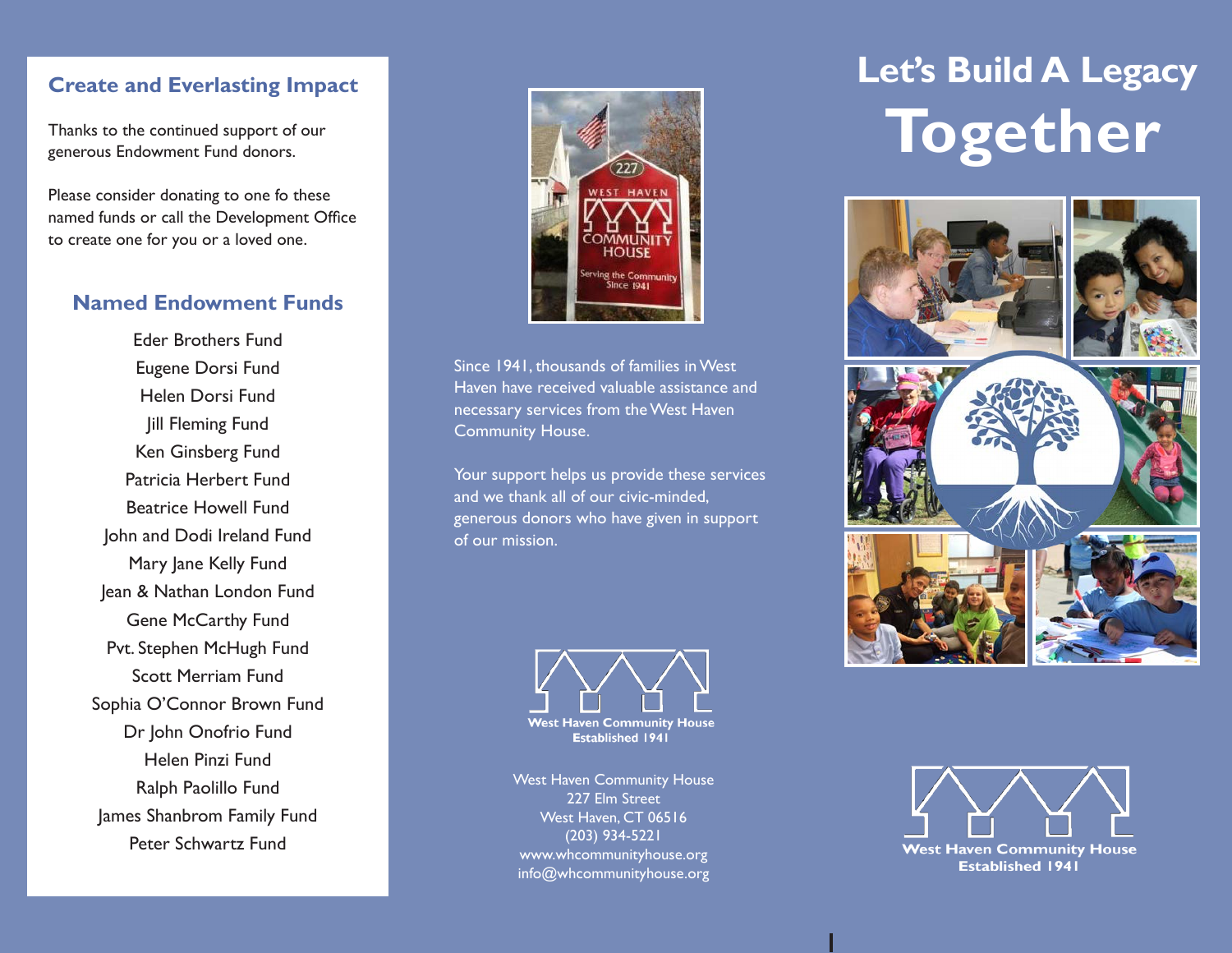## Create and Everlasting Impact

Thanks to the continued support of our generous Endowment Fund donors.

Please consider donating to one fo these named funds or call the Development Office to create one for you or a loved one.

### Named Endowment Funds

Eder Brothers Fund
Eugene Dorsi Fund
Helen Dorsi Fund
Jill Fleming Fund
Ken Ginsberg Fund
Patricia Herbert Fund
Beatrice Howell Fund
John and Dodi Ireland Fund
Mary Jane Kelly Fund
Jean & Nathan London Fund
Gene McCarthy Fund
Pvt. Stephen McHugh Fund
Scott Merriam Fund
Sophia O'Connor Brown Fund
Dr John Onofrio Fund
Helen Pinzi Fund
Ralph Paolillo Fund
James Shanbrom Family Fund
Peter Schwartz Fund

Since 1941, thousands of families in West Haven have received valuable assistance and necessary services from the West Haven Community House.

Your support helps us provide these services and we thank all of our civic-minded, generous donors who have given in support of our mission.

**West Haven Community House**
**Established 1941**

West Haven Community House
227 Elm Street
West Haven, CT 06516
(203) 934-5221
www.whcommunityhouse.org
info@whcommunityhouse.org

# Let's Build A Legacy Together

**West Haven Community House**
**Established 1941**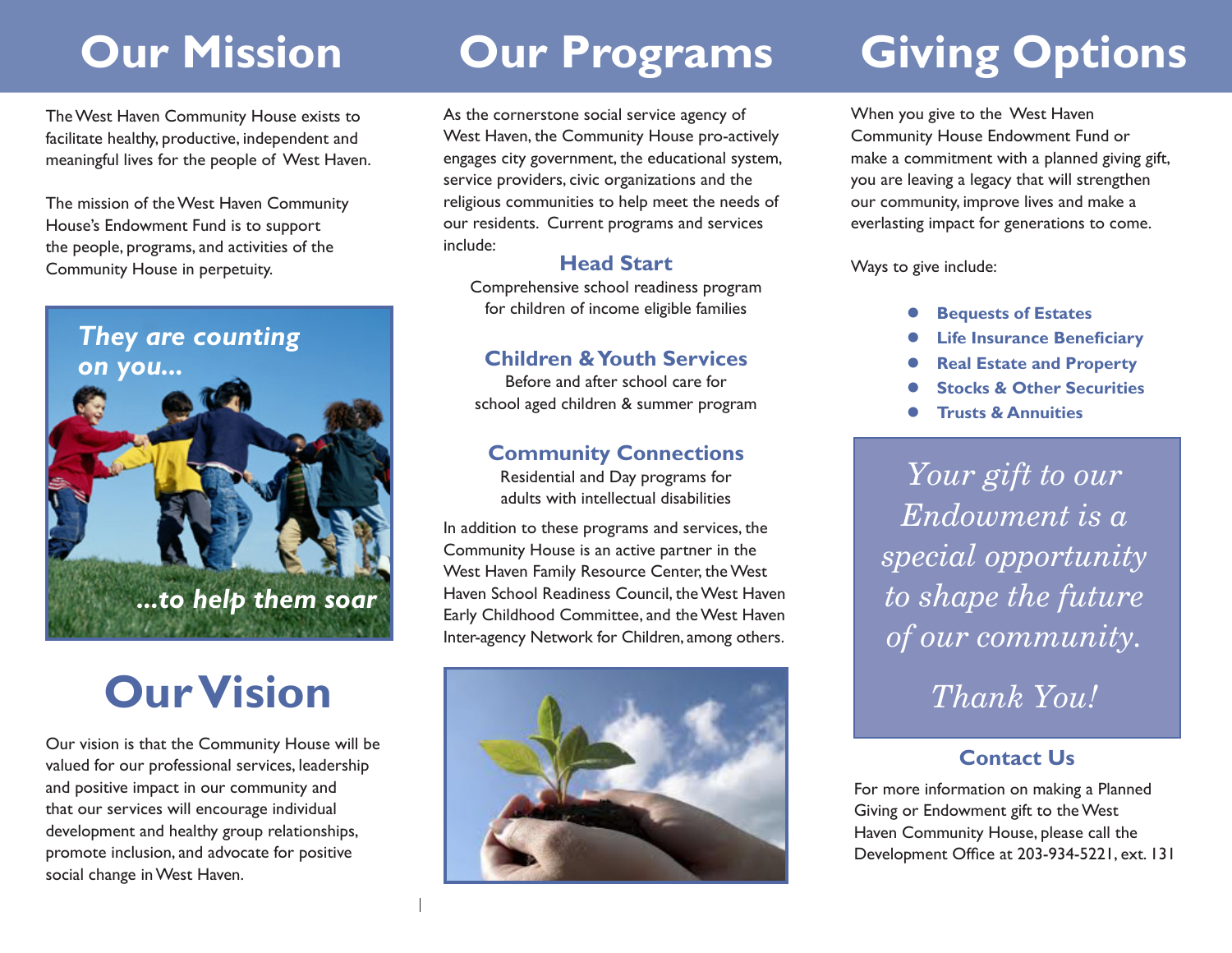# Our Mission

The West Haven Community House exists to facilitate healthy, productive, independent and meaningful lives for the people of West Haven.

The mission of the West Haven Community House's Endowment Fund is to support the people, programs, and activities of the Community House in perpetuity.

*They are counting on you...*

*...to help them soar*

# Our Vision

Our vision is that the Community House will be valued for our professional services, leadership and positive impact in our community and that our services will encourage individual development and healthy group relationships, promote inclusion, and advocate for positive social change in West Haven.

# Our Programs

As the cornerstone social service agency of West Haven, the Community House pro-actively engages city government, the educational system, service providers, civic organizations and the religious communities to help meet the needs of our residents. Current programs and services include:

### Head Start

Comprehensive school readiness program for children of income eligible families

### Children & Youth Services

Before and after school care for school aged children & summer program

### Community Connections

Residential and Day programs for adults with intellectual disabilities

In addition to these programs and services, the Community House is an active partner in the West Haven Family Resource Center, the West Haven School Readiness Council, the West Haven Early Childhood Committee, and the West Haven Inter-agency Network for Children, among others.

# Giving Options

When you give to the West Haven Community House Endowment Fund or make a commitment with a planned giving gift, you are leaving a legacy that will strengthen our community, improve lives and make a everlasting impact for generations to come.

Ways to give include:

- **Bequests of Estates**
- **Life Insurance Beneficiary**
- **Real Estate and Property**
- **Stocks & Other Securities**
- **Trusts & Annuities**

*Your gift to our Endowment is a special opportunity to shape the future of our community.*

*Thank You!*

### Contact Us

For more information on making a Planned Giving or Endowment gift to the West Haven Community House, please call the Development Office at 203-934-5221, ext. 131